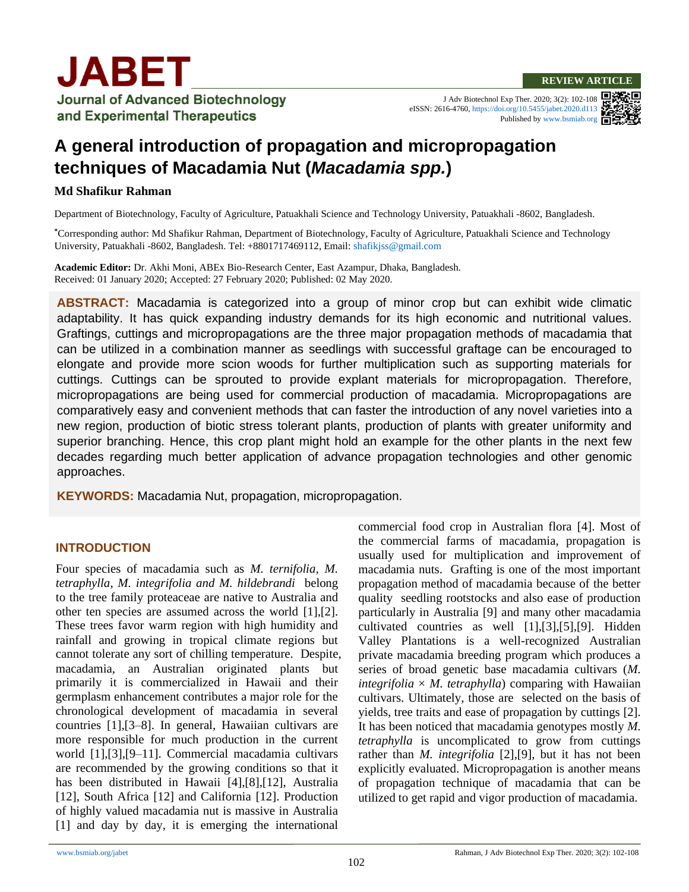REVIEW ARTICLE

eISSN: 2616-4760, https://doi.org/10.5455/jabet.2020.d113
Published by www.bsmiab.org

# A general introduction of propagation and micropropagation techniques of Macadamia Nut (*Macadamia spp.*)

**Md Shafikur Rahman**

Department of Biotechnology, Faculty of Agriculture, Patuakhali Science and Technology University, Patuakhali -8602, Bangladesh.

*Corresponding author: Md Shafikur Rahman, Department of Biotechnology, Faculty of Agriculture, Patuakhali Science and Technology University, Patuakhali -8602, Bangladesh. Tel: +8801717469112, Email: shafikjss@gmail.com

**Academic Editor:** Dr. Akhi Moni, ABEx Bio-Research Center, East Azampur, Dhaka, Bangladesh.
Received: 01 January 2020; Accepted: 27 February 2020; Published: 02 May 2020.

**ABSTRACT:** Macadamia is categorized into a group of minor crop but can exhibit wide climatic adaptability. It has quick expanding industry demands for its high economic and nutritional values. Graftings, cuttings and micropropagations are the three major propagation methods of macadamia that can be utilized in a combination manner as seedlings with successful graftage can be encouraged to elongate and provide more scion woods for further multiplication such as supporting materials for cuttings. Cuttings can be sprouted to provide explant materials for micropropagation. Therefore, micropropagations are being used for commercial production of macadamia. Micropropagations are comparatively easy and convenient methods that can faster the introduction of any novel varieties into a new region, production of biotic stress tolerant plants, production of plants with greater uniformity and superior branching. Hence, this crop plant might hold an example for the other plants in the next few decades regarding much better application of advance propagation technologies and other genomic approaches.

**KEYWORDS:** Macadamia Nut, propagation, micropropagation.

## INTRODUCTION

Four species of macadamia such as *M. ternifolia*, *M. tetraphylla*, *M. integrifolia and M. hildebrandi* belong to the tree family proteaceae are native to Australia and other ten species are assumed across the world [1],[2]. These trees favor warm region with high humidity and rainfall and growing in tropical climate regions but cannot tolerate any sort of chilling temperature. Despite, macadamia, an Australian originated plants but primarily it is commercialized in Hawaii and their germplasm enhancement contributes a major role for the chronological development of macadamia in several countries [1],[3–8]. In general, Hawaiian cultivars are more responsible for much production in the current world [1],[3],[9–11]. Commercial macadamia cultivars are recommended by the growing conditions so that it has been distributed in Hawaii [4],[8],[12], Australia [12], South Africa [12] and California [12]. Production of highly valued macadamia nut is massive in Australia [1] and day by day, it is emerging the international commercial food crop in Australian flora [4]. Most of the commercial farms of macadamia, propagation is usually used for multiplication and improvement of macadamia nuts. Grafting is one of the most important propagation method of macadamia because of the better quality seedling rootstocks and also ease of production particularly in Australia [9] and many other macadamia cultivated countries as well [1],[3],[5],[9]. Hidden Valley Plantations is a well-recognized Australian private macadamia breeding program which produces a series of broad genetic base macadamia cultivars (*M. integrifolia* × *M. tetraphylla*) comparing with Hawaiian cultivars. Ultimately, those are selected on the basis of yields, tree traits and ease of propagation by cuttings [2]. It has been noticed that macadamia genotypes mostly *M. tetraphylla* is uncomplicated to grow from cuttings rather than *M. integrifolia* [2],[9], but it has not been explicitly evaluated. Micropropagation is another means of propagation technique of macadamia that can be utilized to get rapid and vigor production of macadamia.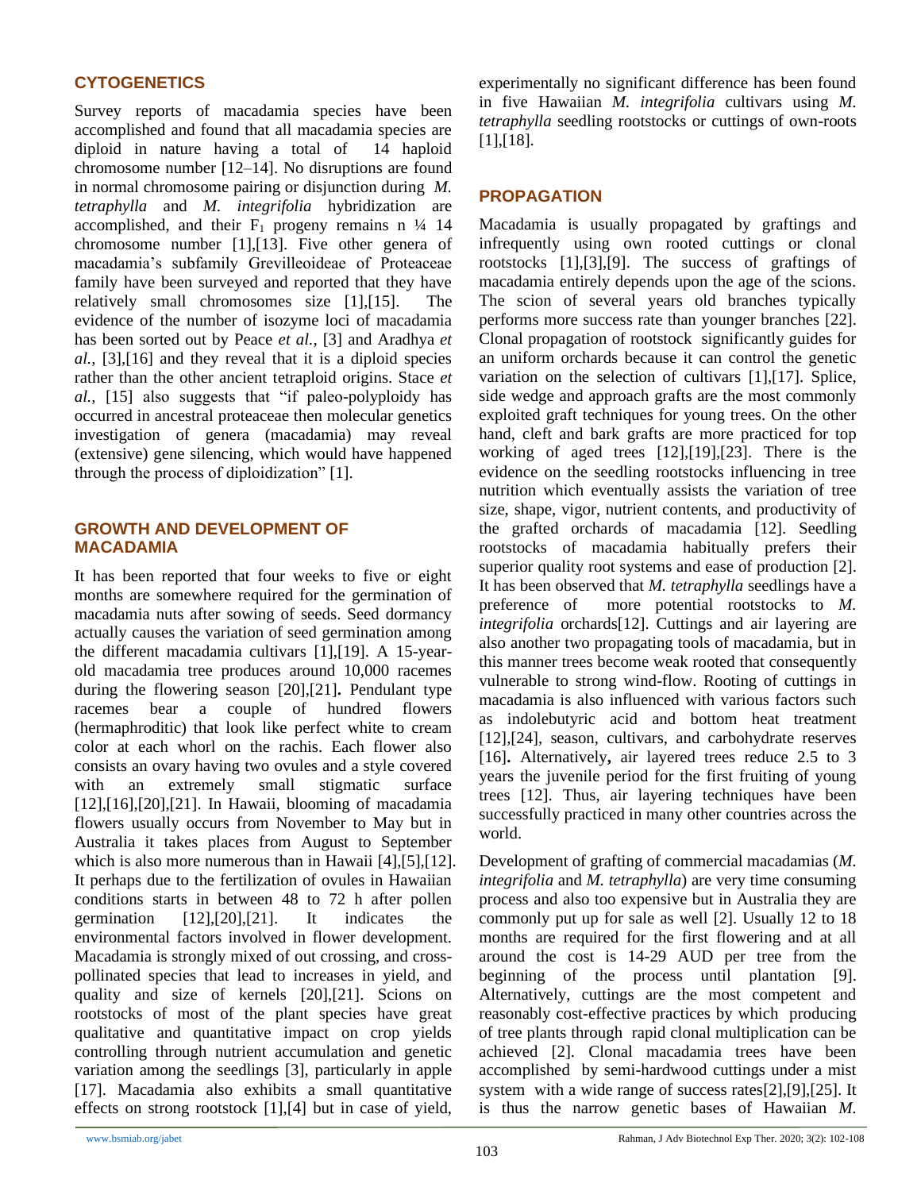## CYTOGENETICS

Survey reports of macadamia species have been accomplished and found that all macadamia species are diploid in nature having a total of 14 haploid chromosome number [12–14]. No disruptions are found in normal chromosome pairing or disjunction during *M. tetraphylla* and *M. integrifolia* hybridization are accomplished, and their $F_1$ progeny remains n ¼ 14 chromosome number [1],[13]. Five other genera of macadamia's subfamily Grevilleoideae of Proteaceae family have been surveyed and reported that they have relatively small chromosomes size [1],[15]. The evidence of the number of isozyme loci of macadamia has been sorted out by Peace *et al.,* [3] and Aradhya *et al.,* [3],[16] and they reveal that it is a diploid species rather than the other ancient tetraploid origins. Stace *et al.,* [15] also suggests that "if paleo-polyploidy has occurred in ancestral proteaceae then molecular genetics investigation of genera (macadamia) may reveal (extensive) gene silencing, which would have happened through the process of diploidization" [1].

## GROWTH AND DEVELOPMENT OF MACADAMIA

It has been reported that four weeks to five or eight months are somewhere required for the germination of macadamia nuts after sowing of seeds. Seed dormancy actually causes the variation of seed germination among the different macadamia cultivars [1],[19]. A 15-year-old macadamia tree produces around 10,000 racemes during the flowering season [20],[21]**.** Pendulant type racemes bear a couple of hundred flowers (hermaphroditic) that look like perfect white to cream color at each whorl on the rachis. Each flower also consists an ovary having two ovules and a style covered with an extremely small stigmatic surface [12],[16],[20],[21]. In Hawaii, blooming of macadamia flowers usually occurs from November to May but in Australia it takes places from August to September which is also more numerous than in Hawaii [4],[5],[12]. It perhaps due to the fertilization of ovules in Hawaiian conditions starts in between 48 to 72 h after pollen germination [12],[20],[21]. It indicates the environmental factors involved in flower development. Macadamia is strongly mixed of out crossing, and cross-pollinated species that lead to increases in yield, and quality and size of kernels [20],[21]. Scions on rootstocks of most of the plant species have great qualitative and quantitative impact on crop yields controlling through nutrient accumulation and genetic variation among the seedlings [3], particularly in apple [17]. Macadamia also exhibits a small quantitative effects on strong rootstock [1],[4] but in case of yield, experimentally no significant difference has been found in five Hawaiian *M. integrifolia* cultivars using *M. tetraphylla* seedling rootstocks or cuttings of own-roots [1],[18].

## PROPAGATION

Macadamia is usually propagated by graftings and infrequently using own rooted cuttings or clonal rootstocks [1],[3],[9]. The success of graftings of macadamia entirely depends upon the age of the scions. The scion of several years old branches typically performs more success rate than younger branches [22]. Clonal propagation of rootstock significantly guides for an uniform orchards because it can control the genetic variation on the selection of cultivars [1],[17]. Splice, side wedge and approach grafts are the most commonly exploited graft techniques for young trees. On the other hand, cleft and bark grafts are more practiced for top working of aged trees [12],[19],[23]. There is the evidence on the seedling rootstocks influencing in tree nutrition which eventually assists the variation of tree size, shape, vigor, nutrient contents, and productivity of the grafted orchards of macadamia [12]. Seedling rootstocks of macadamia habitually prefers their superior quality root systems and ease of production [2]. It has been observed that *M. tetraphylla* seedlings have a preference of more potential rootstocks to *M. integrifolia* orchards[12]. Cuttings and air layering are also another two propagating tools of macadamia, but in this manner trees become weak rooted that consequently vulnerable to strong wind-flow. Rooting of cuttings in macadamia is also influenced with various factors such as indolebutyric acid and bottom heat treatment [12],[24], season, cultivars, and carbohydrate reserves [16]**.** Alternatively**,** air layered trees reduce 2.5 to 3 years the juvenile period for the first fruiting of young trees [12]. Thus, air layering techniques have been successfully practiced in many other countries across the world.

Development of grafting of commercial macadamias (*M. integrifolia* and *M. tetraphylla*) are very time consuming process and also too expensive but in Australia they are commonly put up for sale as well [2]. Usually 12 to 18 months are required for the first flowering and at all around the cost is 14-29 AUD per tree from the beginning of the process until plantation [9]. Alternatively, cuttings are the most competent and reasonably cost-effective practices by which producing of tree plants through rapid clonal multiplication can be achieved [2]. Clonal macadamia trees have been accomplished by semi-hardwood cuttings under a mist system with a wide range of success rates[2],[9],[25]. It is thus the narrow genetic bases of Hawaiian *M.*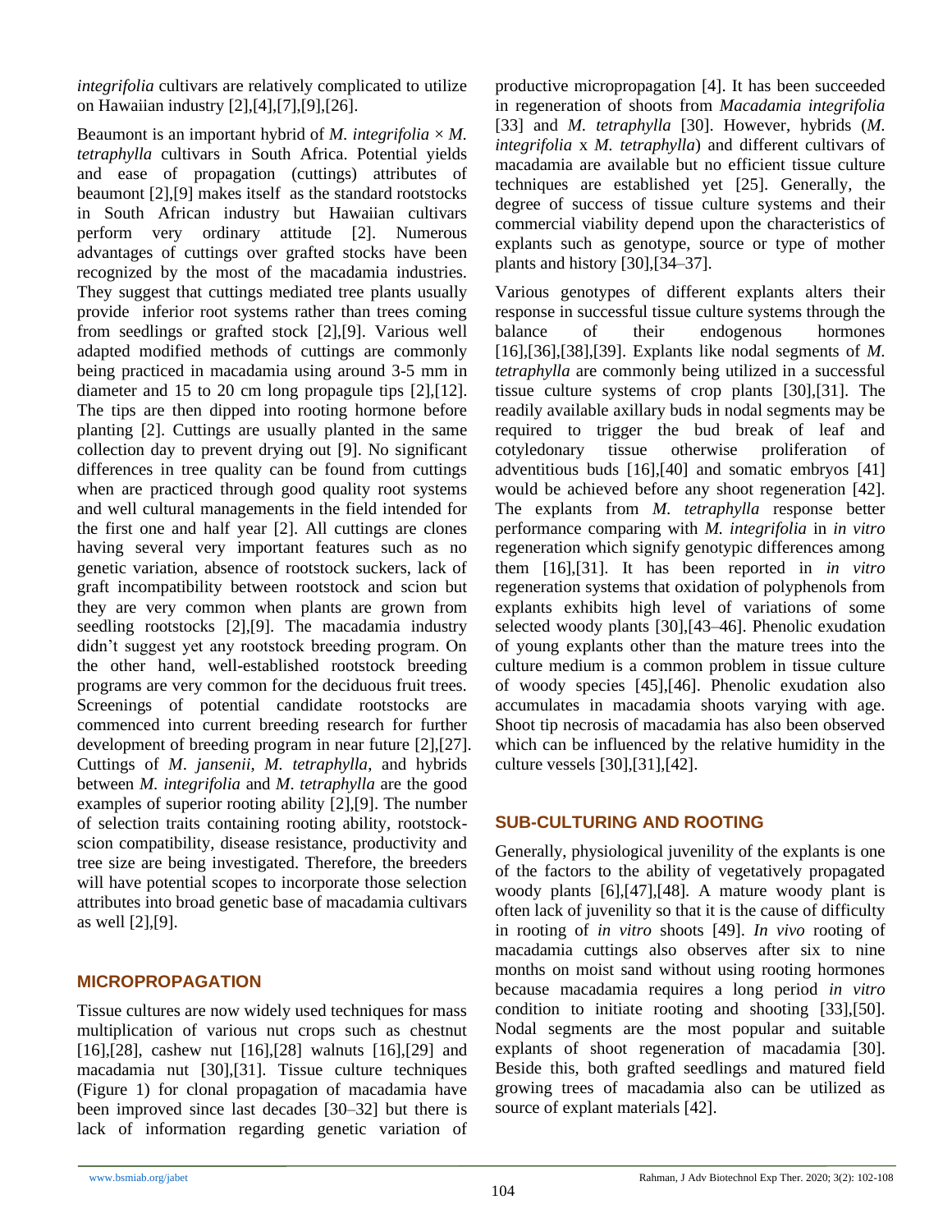*integrifolia* cultivars are relatively complicated to utilize on Hawaiian industry [2],[4],[7],[9],[26].

Beaumont is an important hybrid of *M. integrifolia* × *M. tetraphylla* cultivars in South Africa. Potential yields and ease of propagation (cuttings) attributes of beaumont [2],[9] makes itself as the standard rootstocks in South African industry but Hawaiian cultivars perform very ordinary attitude [2]. Numerous advantages of cuttings over grafted stocks have been recognized by the most of the macadamia industries. They suggest that cuttings mediated tree plants usually provide inferior root systems rather than trees coming from seedlings or grafted stock [2],[9]. Various well adapted modified methods of cuttings are commonly being practiced in macadamia using around 3-5 mm in diameter and 15 to 20 cm long propagule tips [2],[12]. The tips are then dipped into rooting hormone before planting [2]. Cuttings are usually planted in the same collection day to prevent drying out [9]. No significant differences in tree quality can be found from cuttings when are practiced through good quality root systems and well cultural managements in the field intended for the first one and half year [2]. All cuttings are clones having several very important features such as no genetic variation, absence of rootstock suckers, lack of graft incompatibility between rootstock and scion but they are very common when plants are grown from seedling rootstocks [2],[9]. The macadamia industry didn't suggest yet any rootstock breeding program. On the other hand, well-established rootstock breeding programs are very common for the deciduous fruit trees. Screenings of potential candidate rootstocks are commenced into current breeding research for further development of breeding program in near future [2],[27]. Cuttings of *M. jansenii*, *M. tetraphylla*, and hybrids between *M. integrifolia* and *M. tetraphylla* are the good examples of superior rooting ability [2],[9]. The number of selection traits containing rooting ability, rootstock-scion compatibility, disease resistance, productivity and tree size are being investigated. Therefore, the breeders will have potential scopes to incorporate those selection attributes into broad genetic base of macadamia cultivars as well [2],[9].

## MICROPROPAGATION

Tissue cultures are now widely used techniques for mass multiplication of various nut crops such as chestnut [16],[28], cashew nut [16],[28] walnuts [16],[29] and macadamia nut [30],[31]. Tissue culture techniques (Figure 1) for clonal propagation of macadamia have been improved since last decades [30–32] but there is lack of information regarding genetic variation of productive micropropagation [4]. It has been succeeded in regeneration of shoots from *Macadamia integrifolia* [33] and *M. tetraphylla* [30]. However, hybrids (*M. integrifolia* x *M. tetraphylla*) and different cultivars of macadamia are available but no efficient tissue culture techniques are established yet [25]. Generally, the degree of success of tissue culture systems and their commercial viability depend upon the characteristics of explants such as genotype, source or type of mother plants and history [30],[34–37].

Various genotypes of different explants alters their response in successful tissue culture systems through the balance of their endogenous hormones [16],[36],[38],[39]. Explants like nodal segments of *M. tetraphylla* are commonly being utilized in a successful tissue culture systems of crop plants [30],[31]. The readily available axillary buds in nodal segments may be required to trigger the bud break of leaf and cotyledonary tissue otherwise proliferation of adventitious buds [16],[40] and somatic embryos [41] would be achieved before any shoot regeneration [42]. The explants from *M. tetraphylla* response better performance comparing with *M. integrifolia* in *in vitro* regeneration which signify genotypic differences among them [16],[31]. It has been reported in *in vitro* regeneration systems that oxidation of polyphenols from explants exhibits high level of variations of some selected woody plants [30],[43–46]. Phenolic exudation of young explants other than the mature trees into the culture medium is a common problem in tissue culture of woody species [45],[46]. Phenolic exudation also accumulates in macadamia shoots varying with age. Shoot tip necrosis of macadamia has also been observed which can be influenced by the relative humidity in the culture vessels [30],[31],[42].

## SUB-CULTURING AND ROOTING

Generally, physiological juvenility of the explants is one of the factors to the ability of vegetatively propagated woody plants [6],[47],[48]. A mature woody plant is often lack of juvenility so that it is the cause of difficulty in rooting of *in vitro* shoots [49]. *In vivo* rooting of macadamia cuttings also observes after six to nine months on moist sand without using rooting hormones because macadamia requires a long period *in vitro* condition to initiate rooting and shooting [33],[50]. Nodal segments are the most popular and suitable explants of shoot regeneration of macadamia [30]. Beside this, both grafted seedlings and matured field growing trees of macadamia also can be utilized as source of explant materials [42].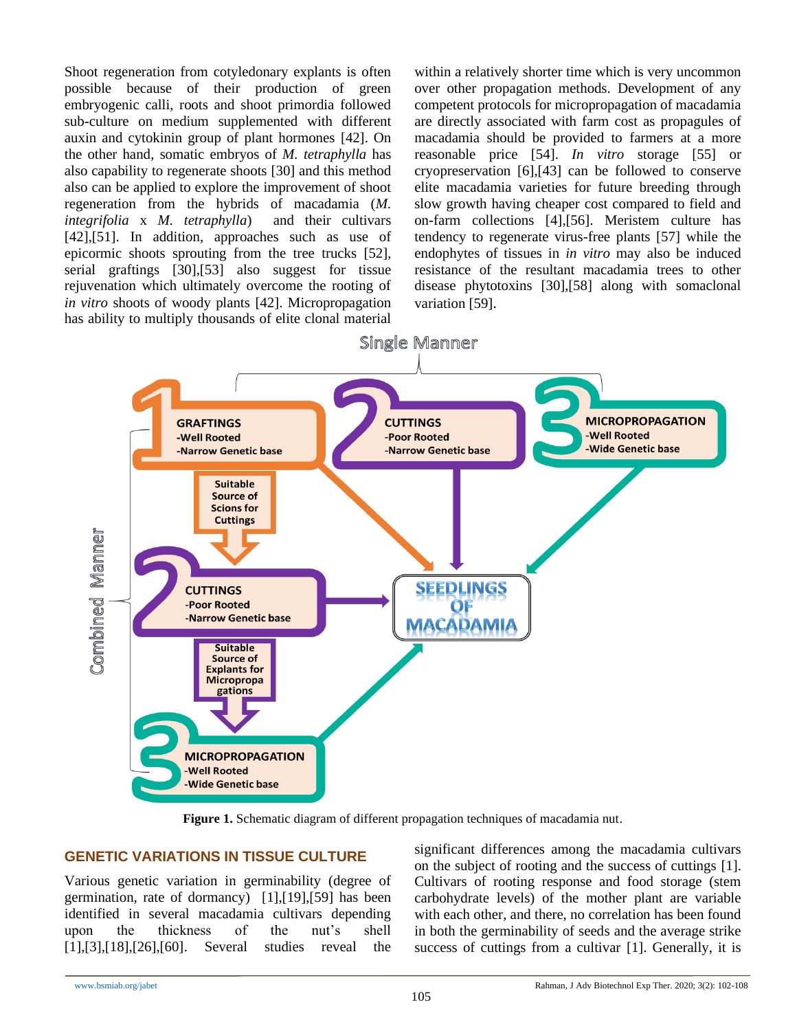Shoot regeneration from cotyledonary explants is often possible because of their production of green embryogenic calli, roots and shoot primordia followed sub-culture on medium supplemented with different auxin and cytokinin group of plant hormones [42]. On the other hand, somatic embryos of *M. tetraphylla* has also capability to regenerate shoots [30] and this method also can be applied to explore the improvement of shoot regeneration from the hybrids of macadamia (*M. integrifolia* x *M. tetraphylla*) and their cultivars [42],[51]. In addition, approaches such as use of epicormic shoots sprouting from the tree trucks [52], serial graftings [30],[53] also suggest for tissue rejuvenation which ultimately overcome the rooting of *in vitro* shoots of woody plants [42]. Micropropagation has ability to multiply thousands of elite clonal material within a relatively shorter time which is very uncommon over other propagation methods. Development of any competent protocols for micropropagation of macadamia are directly associated with farm cost as propagules of macadamia should be provided to farmers at a more reasonable price [54]. *In vitro* storage [55] or cryopreservation [6],[43] can be followed to conserve elite macadamia varieties for future breeding through slow growth having cheaper cost compared to field and on-farm collections [4],[56]. Meristem culture has tendency to regenerate virus-free plants [57] while the endophytes of tissues in *in vitro* may also be induced resistance of the resultant macadamia trees to other disease phytotoxins [30],[58] along with somaclonal variation [59].

**Figure 1.** Schematic diagram of different propagation techniques of macadamia nut.

## GENETIC VARIATIONS IN TISSUE CULTURE

Various genetic variation in germinability (degree of germination, rate of dormancy) [1],[19],[59] has been identified in several macadamia cultivars depending upon the thickness of the nut's shell [1],[3],[18],[26],[60]. Several studies reveal the significant differences among the macadamia cultivars on the subject of rooting and the success of cuttings [1]. Cultivars of rooting response and food storage (stem carbohydrate levels) of the mother plant are variable with each other, and there, no correlation has been found in both the germinability of seeds and the average strike success of cuttings from a cultivar [1]. Generally, it is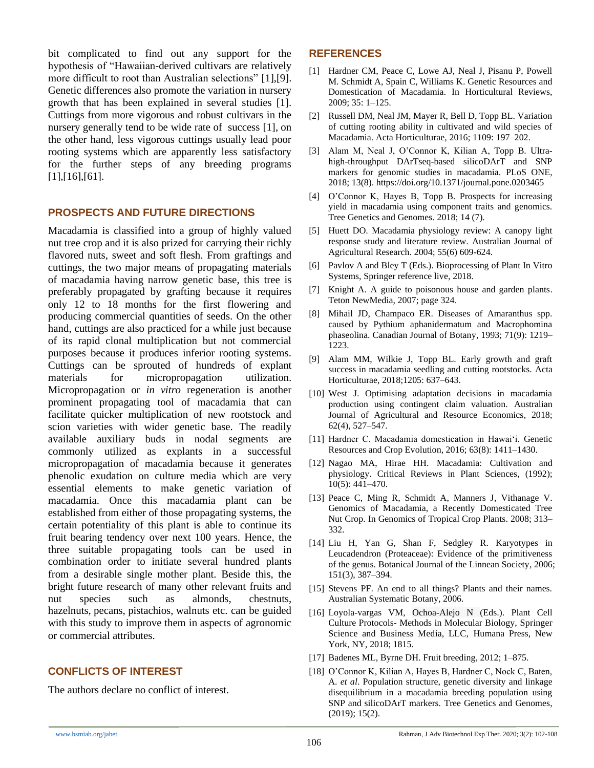bit complicated to find out any support for the hypothesis of "Hawaiian-derived cultivars are relatively more difficult to root than Australian selections" [1],[9]. Genetic differences also promote the variation in nursery growth that has been explained in several studies [1]. Cuttings from more vigorous and robust cultivars in the nursery generally tend to be wide rate of success [1], on the other hand, less vigorous cuttings usually lead poor rooting systems which are apparently less satisfactory for the further steps of any breeding programs [1],[16],[61].

## PROSPECTS AND FUTURE DIRECTIONS

Macadamia is classified into a group of highly valued nut tree crop and it is also prized for carrying their richly flavored nuts, sweet and soft flesh. From graftings and cuttings, the two major means of propagating materials of macadamia having narrow genetic base, this tree is preferably propagated by grafting because it requires only 12 to 18 months for the first flowering and producing commercial quantities of seeds. On the other hand, cuttings are also practiced for a while just because of its rapid clonal multiplication but not commercial purposes because it produces inferior rooting systems. Cuttings can be sprouted of hundreds of explant materials for micropropagation utilization. Micropropagation or *in vitro* regeneration is another prominent propagating tool of macadamia that can facilitate quicker multiplication of new rootstock and scion varieties with wider genetic base. The readily available auxiliary buds in nodal segments are commonly utilized as explants in a successful micropropagation of macadamia because it generates phenolic exudation on culture media which are very essential elements to make genetic variation of macadamia. Once this macadamia plant can be established from either of those propagating systems, the certain potentiality of this plant is able to continue its fruit bearing tendency over next 100 years. Hence, the three suitable propagating tools can be used in combination order to initiate several hundred plants from a desirable single mother plant. Beside this, the bright future research of many other relevant fruits and nut species such as almonds, chestnuts, hazelnuts, pecans, pistachios, walnuts etc. can be guided with this study to improve them in aspects of agronomic or commercial attributes.

## CONFLICTS OF INTEREST

The authors declare no conflict of interest.

## REFERENCES

[1] Hardner CM, Peace C, Lowe AJ, Neal J, Pisanu P, Powell M. Schmidt A, Spain C, Williams K. Genetic Resources and Domestication of Macadamia. In Horticultural Reviews, 2009; 35: 1–125.

[2] Russell DM, Neal JM, Mayer R, Bell D, Topp BL. Variation of cutting rooting ability in cultivated and wild species of Macadamia. Acta Horticulturae, 2016; 1109: 197–202.

[3] Alam M, Neal J, O'Connor K, Kilian A, Topp B. Ultra-high-throughput DArTseq-based silicoDArT and SNP markers for genomic studies in macadamia. PLoS ONE, 2018; 13(8). https://doi.org/10.1371/journal.pone.0203465

[4] O'Connor K, Hayes B, Topp B. Prospects for increasing yield in macadamia using component traits and genomics. Tree Genetics and Genomes. 2018; 14 (7).

[5] Huett DO. Macadamia physiology review: A canopy light response study and literature review. Australian Journal of Agricultural Research. 2004; 55(6) 609-624.

[6] Pavlov A and Bley T (Eds.). Bioprocessing of Plant In Vitro Systems, Springer reference live, 2018.

[7] Knight A. A guide to poisonous house and garden plants. Teton NewMedia, 2007; page 324.

[8] Mihail JD, Champaco ER. Diseases of Amaranthus spp. caused by Pythium aphanidermatum and Macrophomina phaseolina. Canadian Journal of Botany, 1993; 71(9): 1219–1223.

[9] Alam MM, Wilkie J, Topp BL. Early growth and graft success in macadamia seedling and cutting rootstocks. Acta Horticulturae, 2018;1205: 637–643.

[10] West J. Optimising adaptation decisions in macadamia production using contingent claim valuation. Australian Journal of Agricultural and Resource Economics, 2018; 62(4), 527–547.

[11] Hardner C. Macadamia domestication in Hawai'i. Genetic Resources and Crop Evolution, 2016; 63(8): 1411–1430.

[12] Nagao MA, Hirae HH. Macadamia: Cultivation and physiology. Critical Reviews in Plant Sciences, (1992); 10(5): 441–470.

[13] Peace C, Ming R, Schmidt A, Manners J, Vithanage V. Genomics of Macadamia, a Recently Domesticated Tree Nut Crop. In Genomics of Tropical Crop Plants. 2008; 313–332.

[14] Liu H, Yan G, Shan F, Sedgley R. Karyotypes in Leucadendron (Proteaceae): Evidence of the primitiveness of the genus. Botanical Journal of the Linnean Society, 2006; 151(3), 387–394.

[15] Stevens PF. An end to all things? Plants and their names. Australian Systematic Botany, 2006.

[16] Loyola-vargas VM, Ochoa-Alejo N (Eds.). Plant Cell Culture Protocols- Methods in Molecular Biology, Springer Science and Business Media, LLC, Humana Press, New York, NY, 2018; 1815.

[17] Badenes ML, Byrne DH. Fruit breeding, 2012; 1–875.

[18] O'Connor K, Kilian A, Hayes B, Hardner C, Nock C, Baten, A. *et al*. Population structure, genetic diversity and linkage disequilibrium in a macadamia breeding population using SNP and silicoDArT markers. Tree Genetics and Genomes, (2019); 15(2).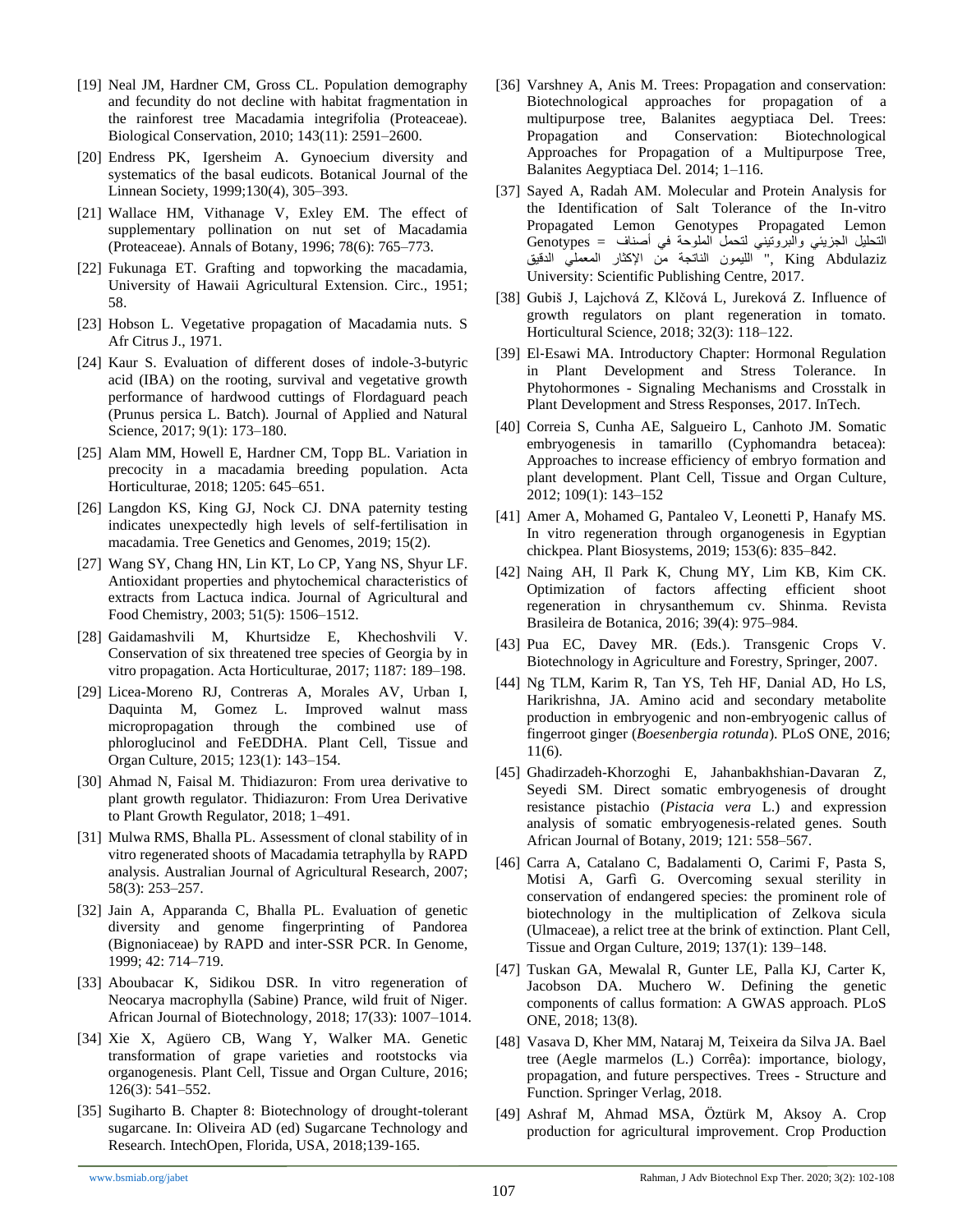[19] Neal JM, Hardner CM, Gross CL. Population demography and fecundity do not decline with habitat fragmentation in the rainforest tree Macadamia integrifolia (Proteaceae). Biological Conservation, 2010; 143(11): 2591–2600.

[20] Endress PK, Igersheim A. Gynoecium diversity and systematics of the basal eudicots. Botanical Journal of the Linnean Society, 1999;130(4), 305–393.

[21] Wallace HM, Vithanage V, Exley EM. The effect of supplementary pollination on nut set of Macadamia (Proteaceae). Annals of Botany, 1996; 78(6): 765–773.

[22] Fukunaga ET. Grafting and topworking the macadamia, University of Hawaii Agricultural Extension. Circ., 1951; 58.

[23] Hobson L. Vegetative propagation of Macadamia nuts. S Afr Citrus J., 1971.

[24] Kaur S. Evaluation of different doses of indole-3-butyric acid (IBA) on the rooting, survival and vegetative growth performance of hardwood cuttings of Flordaguard peach (Prunus persica L. Batch). Journal of Applied and Natural Science, 2017; 9(1): 173–180.

[25] Alam MM, Howell E, Hardner CM, Topp BL. Variation in precocity in a macadamia breeding population. Acta Horticulturae, 2018; 1205: 645–651.

[26] Langdon KS, King GJ, Nock CJ. DNA paternity testing indicates unexpectedly high levels of self-fertilisation in macadamia. Tree Genetics and Genomes, 2019; 15(2).

[27] Wang SY, Chang HN, Lin KT, Lo CP, Yang NS, Shyur LF. Antioxidant properties and phytochemical characteristics of extracts from Lactuca indica. Journal of Agricultural and Food Chemistry, 2003; 51(5): 1506–1512.

[28] Gaidamashvili M, Khurtsidze E, Khechoshvili V. Conservation of six threatened tree species of Georgia by in vitro propagation. Acta Horticulturae, 2017; 1187: 189–198.

[29] Licea-Moreno RJ, Contreras A, Morales AV, Urban I, Daquinta M, Gomez L. Improved walnut mass micropropagation through the combined use of phloroglucinol and FeEDDHA. Plant Cell, Tissue and Organ Culture, 2015; 123(1): 143–154.

[30] Ahmad N, Faisal M. Thidiazuron: From urea derivative to plant growth regulator. Thidiazuron: From Urea Derivative to Plant Growth Regulator, 2018; 1–491.

[31] Mulwa RMS, Bhalla PL. Assessment of clonal stability of in vitro regenerated shoots of Macadamia tetraphylla by RAPD analysis. Australian Journal of Agricultural Research, 2007; 58(3): 253–257.

[32] Jain A, Apparanda C, Bhalla PL. Evaluation of genetic diversity and genome fingerprinting of Pandorea (Bignoniaceae) by RAPD and inter-SSR PCR. In Genome, 1999; 42: 714–719.

[33] Aboubacar K, Sidikou DSR. In vitro regeneration of Neocarya macrophylla (Sabine) Prance, wild fruit of Niger. African Journal of Biotechnology, 2018; 17(33): 1007–1014.

[34] Xie X, Agüero CB, Wang Y, Walker MA. Genetic transformation of grape varieties and rootstocks via organogenesis. Plant Cell, Tissue and Organ Culture, 2016; 126(3): 541–552.

[35] Sugiharto B. Chapter 8: Biotechnology of drought-tolerant sugarcane. In: Oliveira AD (ed) Sugarcane Technology and Research. IntechOpen, Florida, USA, 2018;139-165.

[36] Varshney A, Anis M. Trees: Propagation and conservation: Biotechnological approaches for propagation of a multipurpose tree, Balanites aegyptiaca Del. Trees: Propagation and Conservation: Biotechnological Approaches for Propagation of a Multipurpose Tree, Balanites Aegyptiaca Del. 2014; 1–116.

[37] Sayed A, Radah AM. Molecular and Protein Analysis for the Identification of Salt Tolerance of the In-vitro Propagated Lemon Genotypes Propagated Lemon Genotypes = التحليل الجزيئي والبروتيني لتحمل الملوحة في أصناف الليمون الناتجة من الإكثار المعملي الدقيق ", King Abdulaziz University: Scientific Publishing Centre, 2017.

[38] Gubiš J, Lajchová Z, Klčová L, Jureková Z. Influence of growth regulators on plant regeneration in tomato. Horticultural Science, 2018; 32(3): 118–122.

[39] El-Esawi MA. Introductory Chapter: Hormonal Regulation in Plant Development and Stress Tolerance. In Phytohormones - Signaling Mechanisms and Crosstalk in Plant Development and Stress Responses, 2017. InTech.

[40] Correia S, Cunha AE, Salgueiro L, Canhoto JM. Somatic embryogenesis in tamarillo (Cyphomandra betacea): Approaches to increase efficiency of embryo formation and plant development. Plant Cell, Tissue and Organ Culture, 2012; 109(1): 143–152

[41] Amer A, Mohamed G, Pantaleo V, Leonetti P, Hanafy MS. In vitro regeneration through organogenesis in Egyptian chickpea. Plant Biosystems, 2019; 153(6): 835–842.

[42] Naing AH, Il Park K, Chung MY, Lim KB, Kim CK. Optimization of factors affecting efficient shoot regeneration in chrysanthemum cv. Shinma. Revista Brasileira de Botanica, 2016; 39(4): 975–984.

[43] Pua EC, Davey MR. (Eds.). Transgenic Crops V. Biotechnology in Agriculture and Forestry, Springer, 2007.

[44] Ng TLM, Karim R, Tan YS, Teh HF, Danial AD, Ho LS, Harikrishna, JA. Amino acid and secondary metabolite production in embryogenic and non-embryogenic callus of fingerroot ginger (*Boesenbergia rotunda*). PLoS ONE, 2016; 11(6).

[45] Ghadirzadeh-Khorzoghi E, Jahanbakhshian-Davaran Z, Seyedi SM. Direct somatic embryogenesis of drought resistance pistachio (*Pistacia vera* L.) and expression analysis of somatic embryogenesis-related genes. South African Journal of Botany, 2019; 121: 558–567.

[46] Carra A, Catalano C, Badalamenti O, Carimi F, Pasta S, Motisi A, Garfì G. Overcoming sexual sterility in conservation of endangered species: the prominent role of biotechnology in the multiplication of Zelkova sicula (Ulmaceae), a relict tree at the brink of extinction. Plant Cell, Tissue and Organ Culture, 2019; 137(1): 139–148.

[47] Tuskan GA, Mewalal R, Gunter LE, Palla KJ, Carter K, Jacobson DA. Muchero W. Defining the genetic components of callus formation: A GWAS approach. PLoS ONE, 2018; 13(8).

[48] Vasava D, Kher MM, Nataraj M, Teixeira da Silva JA. Bael tree (Aegle marmelos (L.) Corrêa): importance, biology, propagation, and future perspectives. Trees - Structure and Function. Springer Verlag, 2018.

[49] Ashraf M, Ahmad MSA, Öztürk M, Aksoy A. Crop production for agricultural improvement. Crop Production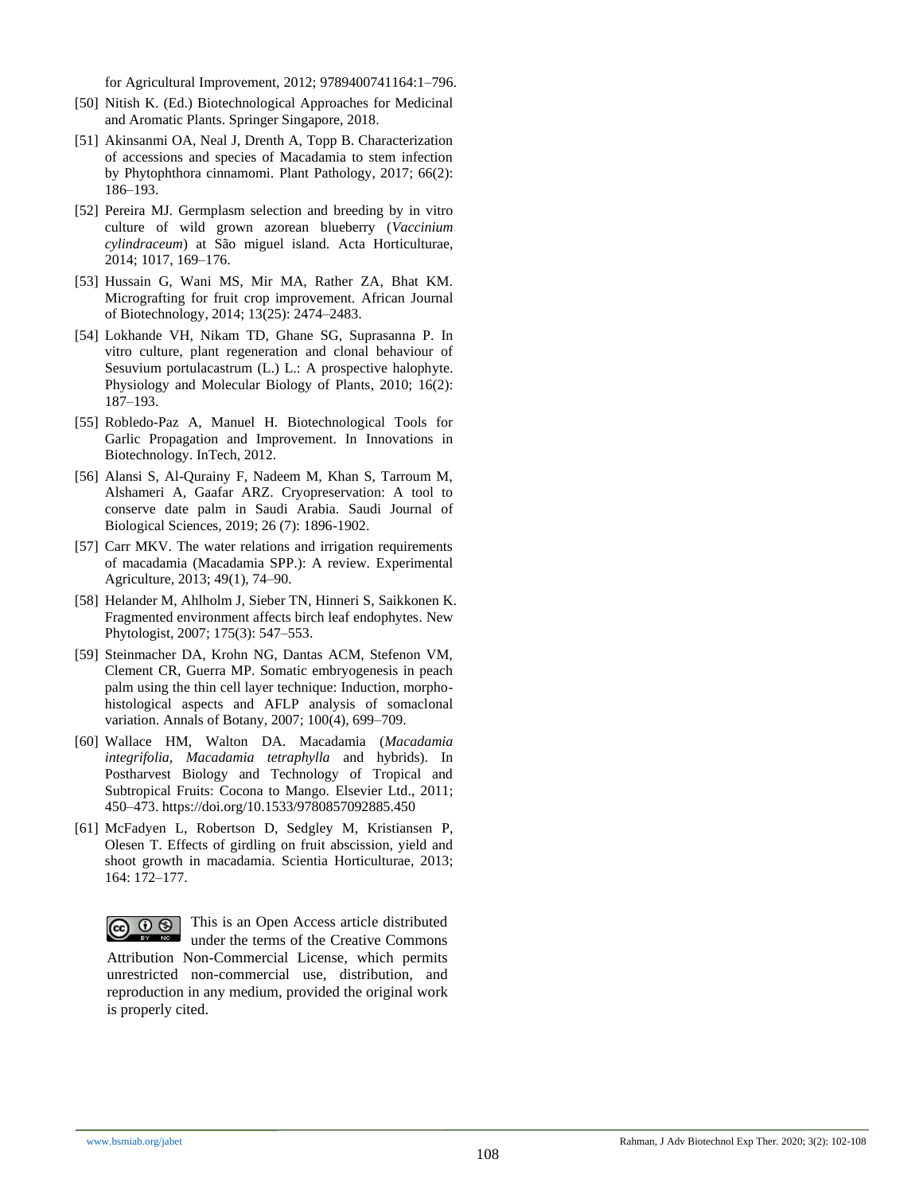for Agricultural Improvement, 2012; 9789400741164:1–796.

[50] Nitish K. (Ed.) Biotechnological Approaches for Medicinal and Aromatic Plants. Springer Singapore, 2018.

[51] Akinsanmi OA, Neal J, Drenth A, Topp B. Characterization of accessions and species of Macadamia to stem infection by Phytophthora cinnamomi. Plant Pathology, 2017; 66(2): 186–193.

[52] Pereira MJ. Germplasm selection and breeding by in vitro culture of wild grown azorean blueberry (*Vaccinium cylindraceum*) at São miguel island. Acta Horticulturae, 2014; 1017, 169–176.

[53] Hussain G, Wani MS, Mir MA, Rather ZA, Bhat KM. Micrografting for fruit crop improvement. African Journal of Biotechnology, 2014; 13(25): 2474–2483.

[54] Lokhande VH, Nikam TD, Ghane SG, Suprasanna P. In vitro culture, plant regeneration and clonal behaviour of Sesuvium portulacastrum (L.) L.: A prospective halophyte. Physiology and Molecular Biology of Plants, 2010; 16(2): 187–193.

[55] Robledo-Paz A, Manuel H. Biotechnological Tools for Garlic Propagation and Improvement. In Innovations in Biotechnology. InTech, 2012.

[56] Alansi S, Al-Qurainy F, Nadeem M, Khan S, Tarroum M, Alshameri A, Gaafar ARZ. Cryopreservation: A tool to conserve date palm in Saudi Arabia. Saudi Journal of Biological Sciences, 2019; 26 (7): 1896-1902.

[57] Carr MKV. The water relations and irrigation requirements of macadamia (Macadamia SPP.): A review. Experimental Agriculture, 2013; 49(1), 74–90.

[58] Helander M, Ahlholm J, Sieber TN, Hinneri S, Saikkonen K. Fragmented environment affects birch leaf endophytes. New Phytologist, 2007; 175(3): 547–553.

[59] Steinmacher DA, Krohn NG, Dantas ACM, Stefenon VM, Clement CR, Guerra MP. Somatic embryogenesis in peach palm using the thin cell layer technique: Induction, morpho-histological aspects and AFLP analysis of somaclonal variation. Annals of Botany, 2007; 100(4), 699–709.

[60] Wallace HM, Walton DA. Macadamia (*Macadamia integrifolia*, *Macadamia tetraphylla* and hybrids). In Postharvest Biology and Technology of Tropical and Subtropical Fruits: Cocona to Mango. Elsevier Ltd., 2011; 450–473. https://doi.org/10.1533/9780857092885.450

[61] McFadyen L, Robertson D, Sedgley M, Kristiansen P, Olesen T. Effects of girdling on fruit abscission, yield and shoot growth in macadamia. Scientia Horticulturae, 2013; 164: 172–177.

This is an Open Access article distributed under the terms of the Creative Commons Attribution Non-Commercial License, which permits unrestricted non-commercial use, distribution, and reproduction in any medium, provided the original work is properly cited.